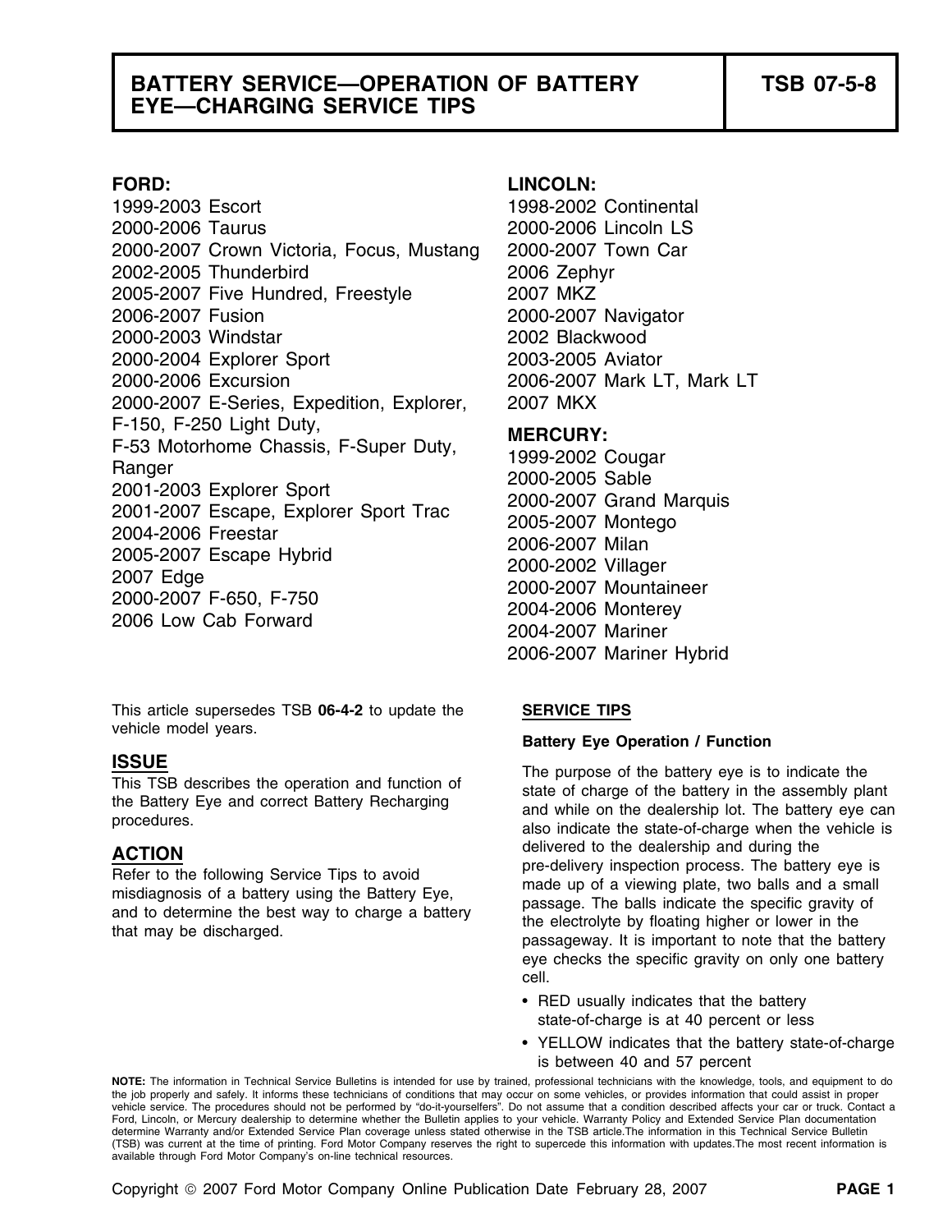# BATTERY SERVICE—OPERATION OF BATTERY EYE—CHARGING SERVICE TIPS

**TSB 07-5-8**

**FORD:**

1999-2003 Escort
2000-2006 Taurus
2000-2007 Crown Victoria, Focus, Mustang
2002-2005 Thunderbird
2005-2007 Five Hundred, Freestyle
2006-2007 Fusion
2000-2003 Windstar
2000-2004 Explorer Sport
2000-2006 Excursion
2000-2007 E-Series, Expedition, Explorer, F-150, F-250 Light Duty, F-53 Motorhome Chassis, F-Super Duty, Ranger
2001-2003 Explorer Sport
2001-2007 Escape, Explorer Sport Trac
2004-2006 Freestar
2005-2007 Escape Hybrid
2007 Edge
2000-2007 F-650, F-750
2006 Low Cab Forward

**LINCOLN:**

1998-2002 Continental
2000-2006 Lincoln LS
2000-2007 Town Car
2006 Zephyr
2007 MKZ
2000-2007 Navigator
2002 Blackwood
2003-2005 Aviator
2006-2007 Mark LT, Mark LT
2007 MKX

**MERCURY:**

1999-2002 Cougar
2000-2005 Sable
2000-2007 Grand Marquis
2005-2007 Montego
2006-2007 Milan
2000-2002 Villager
2000-2007 Mountaineer
2004-2006 Monterey
2004-2007 Mariner
2006-2007 Mariner Hybrid

This article supersedes TSB **06-4-2** to update the vehicle model years.

## ISSUE

This TSB describes the operation and function of the Battery Eye and correct Battery Recharging procedures.

## ACTION

Refer to the following Service Tips to avoid misdiagnosis of a battery using the Battery Eye, and to determine the best way to charge a battery that may be discharged.

## SERVICE TIPS

### Battery Eye Operation / Function

The purpose of the battery eye is to indicate the state of charge of the battery in the assembly plant and while on the dealership lot. The battery eye can also indicate the state-of-charge when the vehicle is delivered to the dealership and during the pre-delivery inspection process. The battery eye is made up of a viewing plate, two balls and a small passage. The balls indicate the specific gravity of the electrolyte by floating higher or lower in the passageway. It is important to note that the battery eye checks the specific gravity on only one battery cell.

- RED usually indicates that the battery state-of-charge is at 40 percent or less
- YELLOW indicates that the battery state-of-charge is between 40 and 57 percent

**NOTE:** The information in Technical Service Bulletins is intended for use by trained, professional technicians with the knowledge, tools, and equipment to do the job properly and safely. It informs these technicians of conditions that may occur on some vehicles, or provides information that could assist in proper vehicle service. The procedures should not be performed by "do-it-yourselfers". Do not assume that a condition described affects your car or truck. Contact a Ford, Lincoln, or Mercury dealership to determine whether the Bulletin applies to your vehicle. Warranty Policy and Extended Service Plan documentation determine Warranty and/or Extended Service Plan coverage unless stated otherwise in the TSB article.The information in this Technical Service Bulletin (TSB) was current at the time of printing. Ford Motor Company reserves the right to supercede this information with updates.The most recent information is available through Ford Motor Company's on-line technical resources.

Copyright © 2007 Ford Motor Company Online Publication Date February 28, 2007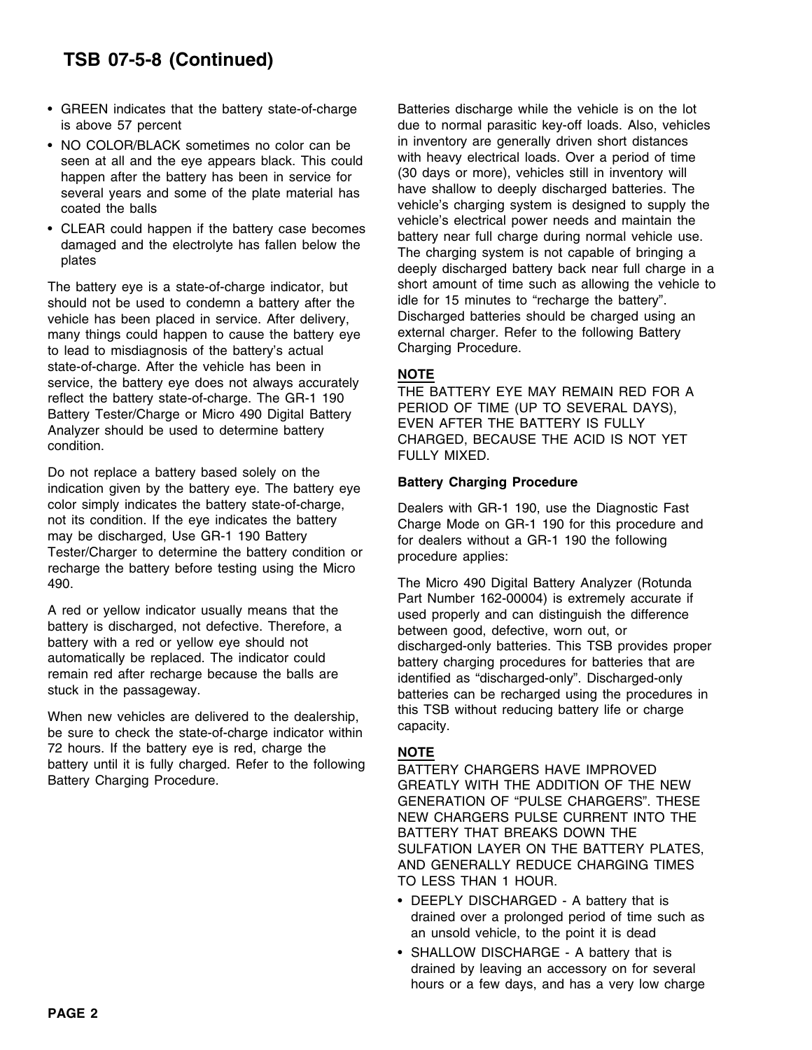- GREEN indicates that the battery state-of-charge is above 57 percent
- NO COLOR/BLACK sometimes no color can be seen at all and the eye appears black. This could happen after the battery has been in service for several years and some of the plate material has coated the balls
- CLEAR could happen if the battery case becomes damaged and the electrolyte has fallen below the plates

The battery eye is a state-of-charge indicator, but should not be used to condemn a battery after the vehicle has been placed in service. After delivery, many things could happen to cause the battery eye to lead to misdiagnosis of the battery's actual state-of-charge. After the vehicle has been in service, the battery eye does not always accurately reflect the battery state-of-charge. The GR-1 190 Battery Tester/Charge or Micro 490 Digital Battery Analyzer should be used to determine battery condition.

Do not replace a battery based solely on the indication given by the battery eye. The battery eye color simply indicates the battery state-of-charge, not its condition. If the eye indicates the battery may be discharged, Use GR-1 190 Battery Tester/Charger to determine the battery condition or recharge the battery before testing using the Micro 490.

A red or yellow indicator usually means that the battery is discharged, not defective. Therefore, a battery with a red or yellow eye should not automatically be replaced. The indicator could remain red after recharge because the balls are stuck in the passageway.

When new vehicles are delivered to the dealership, be sure to check the state-of-charge indicator within 72 hours. If the battery eye is red, charge the battery until it is fully charged. Refer to the following Battery Charging Procedure.

Batteries discharge while the vehicle is on the lot due to normal parasitic key-off loads. Also, vehicles in inventory are generally driven short distances with heavy electrical loads. Over a period of time (30 days or more), vehicles still in inventory will have shallow to deeply discharged batteries. The vehicle's charging system is designed to supply the vehicle's electrical power needs and maintain the battery near full charge during normal vehicle use. The charging system is not capable of bringing a deeply discharged battery back near full charge in a short amount of time such as allowing the vehicle to idle for 15 minutes to "recharge the battery". Discharged batteries should be charged using an external charger. Refer to the following Battery Charging Procedure.

**NOTE**

THE BATTERY EYE MAY REMAIN RED FOR A PERIOD OF TIME (UP TO SEVERAL DAYS), EVEN AFTER THE BATTERY IS FULLY CHARGED, BECAUSE THE ACID IS NOT YET FULLY MIXED.

**Battery Charging Procedure**

Dealers with GR-1 190, use the Diagnostic Fast Charge Mode on GR-1 190 for this procedure and for dealers without a GR-1 190 the following procedure applies:

The Micro 490 Digital Battery Analyzer (Rotunda Part Number 162-00004) is extremely accurate if used properly and can distinguish the difference between good, defective, worn out, or discharged-only batteries. This TSB provides proper battery charging procedures for batteries that are identified as "discharged-only". Discharged-only batteries can be recharged using the procedures in this TSB without reducing battery life or charge capacity.

**NOTE**

BATTERY CHARGERS HAVE IMPROVED GREATLY WITH THE ADDITION OF THE NEW GENERATION OF "PULSE CHARGERS". THESE NEW CHARGERS PULSE CURRENT INTO THE BATTERY THAT BREAKS DOWN THE SULFATION LAYER ON THE BATTERY PLATES, AND GENERALLY REDUCE CHARGING TIMES TO LESS THAN 1 HOUR.

- DEEPLY DISCHARGED - A battery that is drained over a prolonged period of time such as an unsold vehicle, to the point it is dead
- SHALLOW DISCHARGE - A battery that is drained by leaving an accessory on for several hours or a few days, and has a very low charge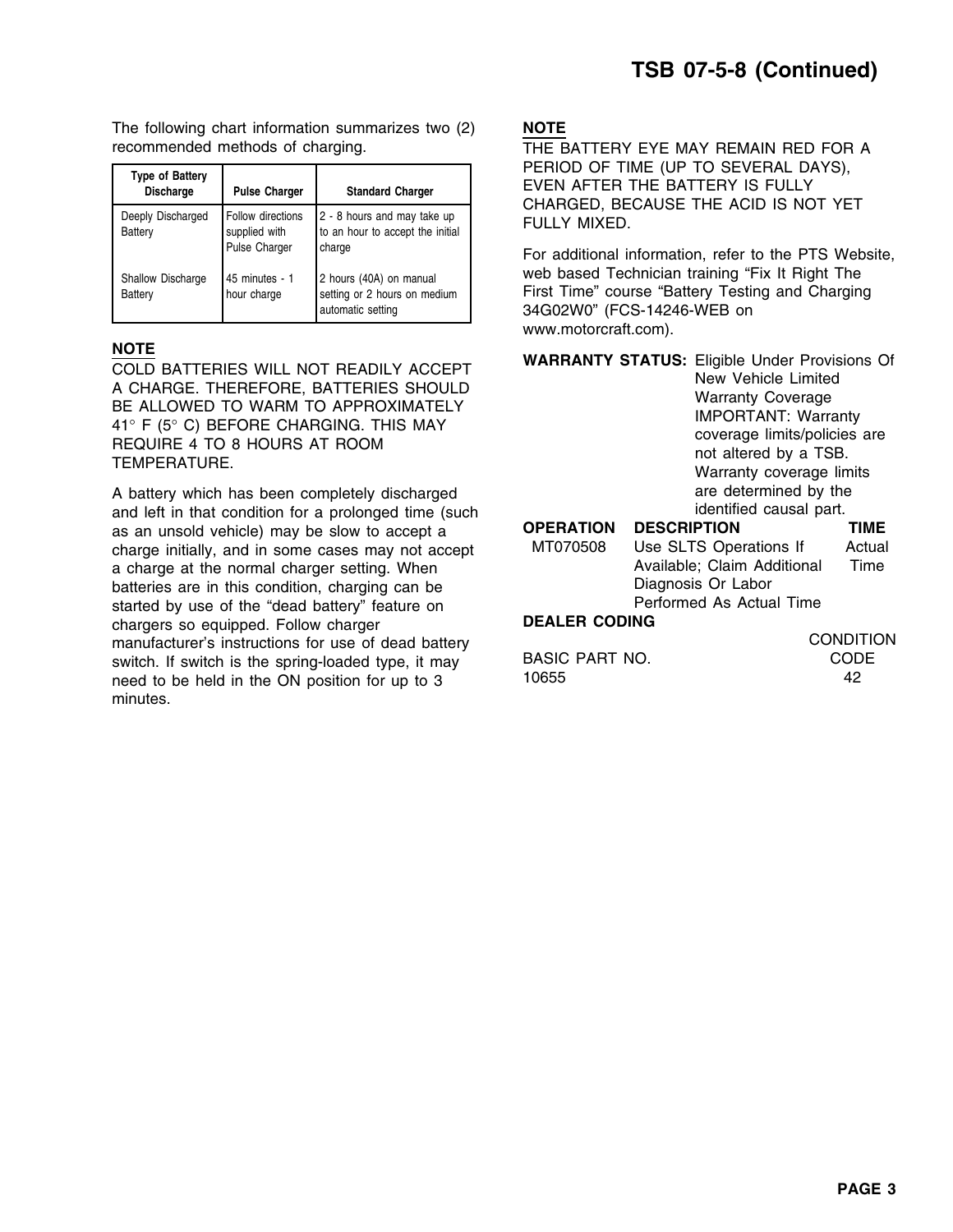The following chart information summarizes two (2) recommended methods of charging.

| Type of Battery Discharge | Pulse Charger | Standard Charger |
|---|---|---|
| Deeply Discharged Battery | Follow directions supplied with Pulse Charger | 2 - 8 hours and may take up to an hour to accept the initial charge |
| Shallow Discharge Battery | 45 minutes - 1 hour charge | 2 hours (40A) on manual setting or 2 hours on medium automatic setting |

**NOTE**

COLD BATTERIES WILL NOT READILY ACCEPT A CHARGE. THEREFORE, BATTERIES SHOULD BE ALLOWED TO WARM TO APPROXIMATELY 41° F (5° C) BEFORE CHARGING. THIS MAY REQUIRE 4 TO 8 HOURS AT ROOM TEMPERATURE.

A battery which has been completely discharged and left in that condition for a prolonged time (such as an unsold vehicle) may be slow to accept a charge initially, and in some cases may not accept a charge at the normal charger setting. When batteries are in this condition, charging can be started by use of the "dead battery" feature on chargers so equipped. Follow charger manufacturer's instructions for use of dead battery switch. If switch is the spring-loaded type, it may need to be held in the ON position for up to 3 minutes.

**NOTE**

THE BATTERY EYE MAY REMAIN RED FOR A PERIOD OF TIME (UP TO SEVERAL DAYS), EVEN AFTER THE BATTERY IS FULLY CHARGED, BECAUSE THE ACID IS NOT YET FULLY MIXED.

For additional information, refer to the PTS Website, web based Technician training "Fix It Right The First Time" course "Battery Testing and Charging 34G02W0" (FCS-14246-WEB on www.motorcraft.com).

**WARRANTY STATUS:** Eligible Under Provisions Of New Vehicle Limited Warranty Coverage
IMPORTANT: Warranty coverage limits/policies are not altered by a TSB. Warranty coverage limits are determined by the identified causal part.

| OPERATION | DESCRIPTION | TIME |
|---|---|---|
| MT070508 | Use SLTS Operations If Available; Claim Additional Diagnosis Or Labor Performed As Actual Time | Actual Time |

**DEALER CODING**

| BASIC PART NO. | CONDITION CODE |
|---|---|
| 10655 | 42 |